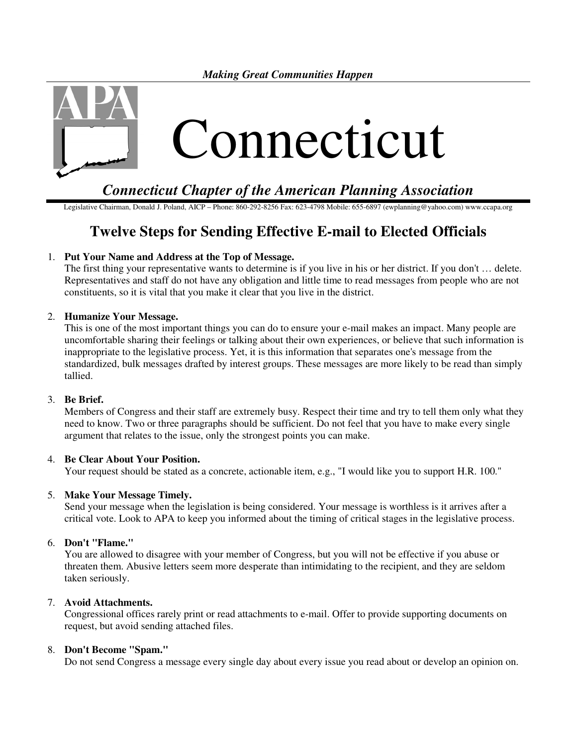*Making Great Communities Happen*

APA

# Connecticut

***Connecticut Chapter of the American Planning Association***

Legislative Chairman, Donald J. Poland, AICP – Phone: 860-292-8256 Fax: 623-4798 Mobile: 655-6897 (ewplanning@yahoo.com) www.ccapa.org

## Twelve Steps for Sending Effective E-mail to Elected Officials

1. **Put Your Name and Address at the Top of Message.**
   The first thing your representative wants to determine is if you live in his or her district. If you don't … delete. Representatives and staff do not have any obligation and little time to read messages from people who are not constituents, so it is vital that you make it clear that you live in the district.

2. **Humanize Your Message.**
   This is one of the most important things you can do to ensure your e-mail makes an impact. Many people are uncomfortable sharing their feelings or talking about their own experiences, or believe that such information is inappropriate to the legislative process. Yet, it is this information that separates one's message from the standardized, bulk messages drafted by interest groups. These messages are more likely to be read than simply tallied.

3. **Be Brief.**
   Members of Congress and their staff are extremely busy. Respect their time and try to tell them only what they need to know. Two or three paragraphs should be sufficient. Do not feel that you have to make every single argument that relates to the issue, only the strongest points you can make.

4. **Be Clear About Your Position.**
   Your request should be stated as a concrete, actionable item, e.g., "I would like you to support H.R. 100."

5. **Make Your Message Timely.**
   Send your message when the legislation is being considered. Your message is worthless is it arrives after a critical vote. Look to APA to keep you informed about the timing of critical stages in the legislative process.

6. **Don't "Flame."**
   You are allowed to disagree with your member of Congress, but you will not be effective if you abuse or threaten them. Abusive letters seem more desperate than intimidating to the recipient, and they are seldom taken seriously.

7. **Avoid Attachments.**
   Congressional offices rarely print or read attachments to e-mail. Offer to provide supporting documents on request, but avoid sending attached files.

8. **Don't Become "Spam."**
   Do not send Congress a message every single day about every issue you read about or develop an opinion on.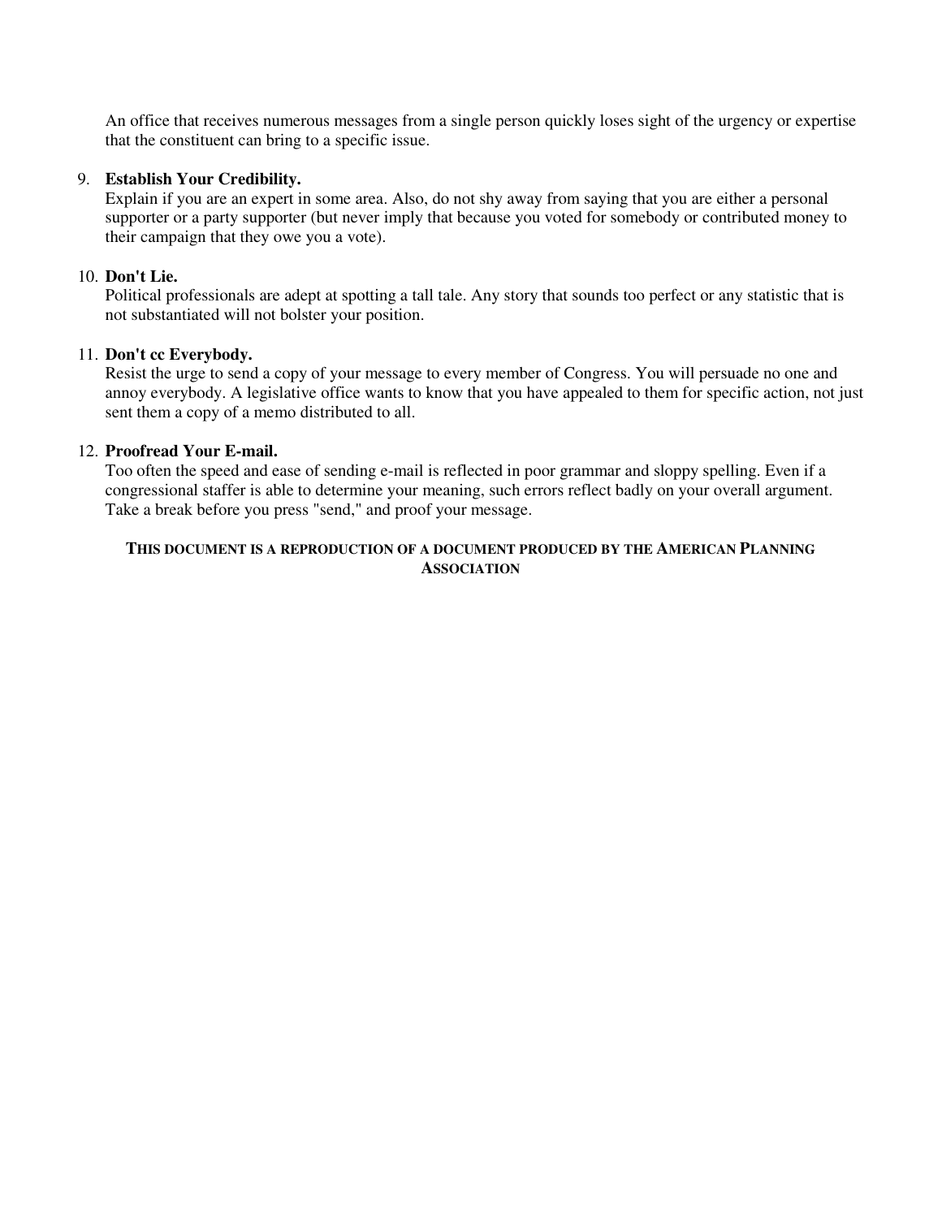An office that receives numerous messages from a single person quickly loses sight of the urgency or expertise that the constituent can bring to a specific issue.

9. **Establish Your Credibility.**
   Explain if you are an expert in some area. Also, do not shy away from saying that you are either a personal supporter or a party supporter (but never imply that because you voted for somebody or contributed money to their campaign that they owe you a vote).

10. **Don't Lie.**
    Political professionals are adept at spotting a tall tale. Any story that sounds too perfect or any statistic that is not substantiated will not bolster your position.

11. **Don't cc Everybody.**
    Resist the urge to send a copy of your message to every member of Congress. You will persuade no one and annoy everybody. A legislative office wants to know that you have appealed to them for specific action, not just sent them a copy of a memo distributed to all.

12. **Proofread Your E-mail.**
    Too often the speed and ease of sending e-mail is reflected in poor grammar and sloppy spelling. Even if a congressional staffer is able to determine your meaning, such errors reflect badly on your overall argument. Take a break before you press "send," and proof your message.

**THIS DOCUMENT IS A REPRODUCTION OF A DOCUMENT PRODUCED BY THE AMERICAN PLANNING ASSOCIATION**